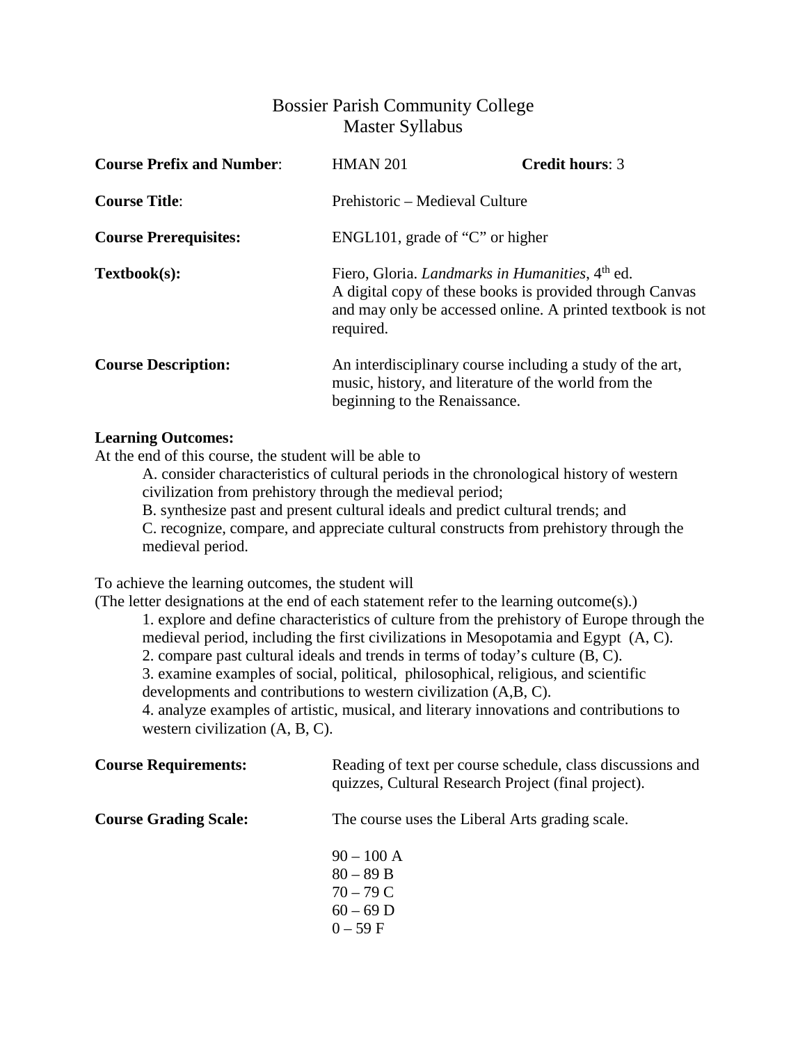# Bossier Parish Community College
## Master Syllabus

**Course Prefix and Number**: HMAN 201 **Credit hours**: 3

**Course Title**: Prehistoric – Medieval Culture

**Course Prerequisites:** ENGL101, grade of "C" or higher

**Textbook(s):** Fiero, Gloria. *Landmarks in Humanities*, 4th ed. A digital copy of these books is provided through Canvas and may only be accessed online. A printed textbook is not required.

**Course Description:** An interdisciplinary course including a study of the art, music, history, and literature of the world from the beginning to the Renaissance.

**Learning Outcomes:**

At the end of this course, the student will be able to

A. consider characteristics of cultural periods in the chronological history of western civilization from prehistory through the medieval period;
B. synthesize past and present cultural ideals and predict cultural trends; and
C. recognize, compare, and appreciate cultural constructs from prehistory through the medieval period.

To achieve the learning outcomes, the student will
(The letter designations at the end of each statement refer to the learning outcome(s).)

1. explore and define characteristics of culture from the prehistory of Europe through the medieval period, including the first civilizations in Mesopotamia and Egypt (A, C).
2. compare past cultural ideals and trends in terms of today's culture (B, C).
3. examine examples of social, political, philosophical, religious, and scientific developments and contributions to western civilization (A,B, C).
4. analyze examples of artistic, musical, and literary innovations and contributions to western civilization (A, B, C).

**Course Requirements:** Reading of text per course schedule, class discussions and quizzes, Cultural Research Project (final project).

**Course Grading Scale:** The course uses the Liberal Arts grading scale.

90 – 100 A
80 – 89 B
70 – 79 C
60 – 69 D
0 – 59 F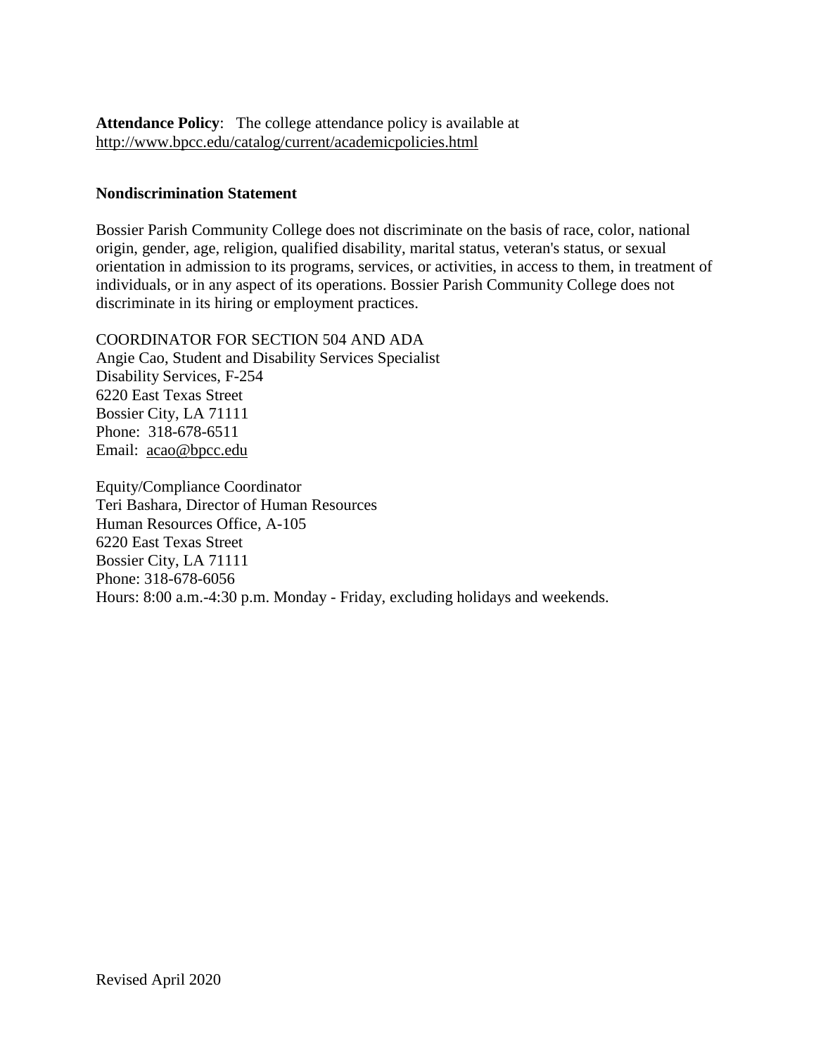**Attendance Policy**: The college attendance policy is available at http://www.bpcc.edu/catalog/current/academicpolicies.html

**Nondiscrimination Statement**

Bossier Parish Community College does not discriminate on the basis of race, color, national origin, gender, age, religion, qualified disability, marital status, veteran's status, or sexual orientation in admission to its programs, services, or activities, in access to them, in treatment of individuals, or in any aspect of its operations. Bossier Parish Community College does not discriminate in its hiring or employment practices.

COORDINATOR FOR SECTION 504 AND ADA
Angie Cao, Student and Disability Services Specialist
Disability Services, F-254
6220 East Texas Street
Bossier City, LA 71111
Phone: 318-678-6511
Email: acao@bpcc.edu

Equity/Compliance Coordinator
Teri Bashara, Director of Human Resources
Human Resources Office, A-105
6220 East Texas Street
Bossier City, LA 71111
Phone: 318-678-6056
Hours: 8:00 a.m.-4:30 p.m. Monday - Friday, excluding holidays and weekends.

Revised April 2020